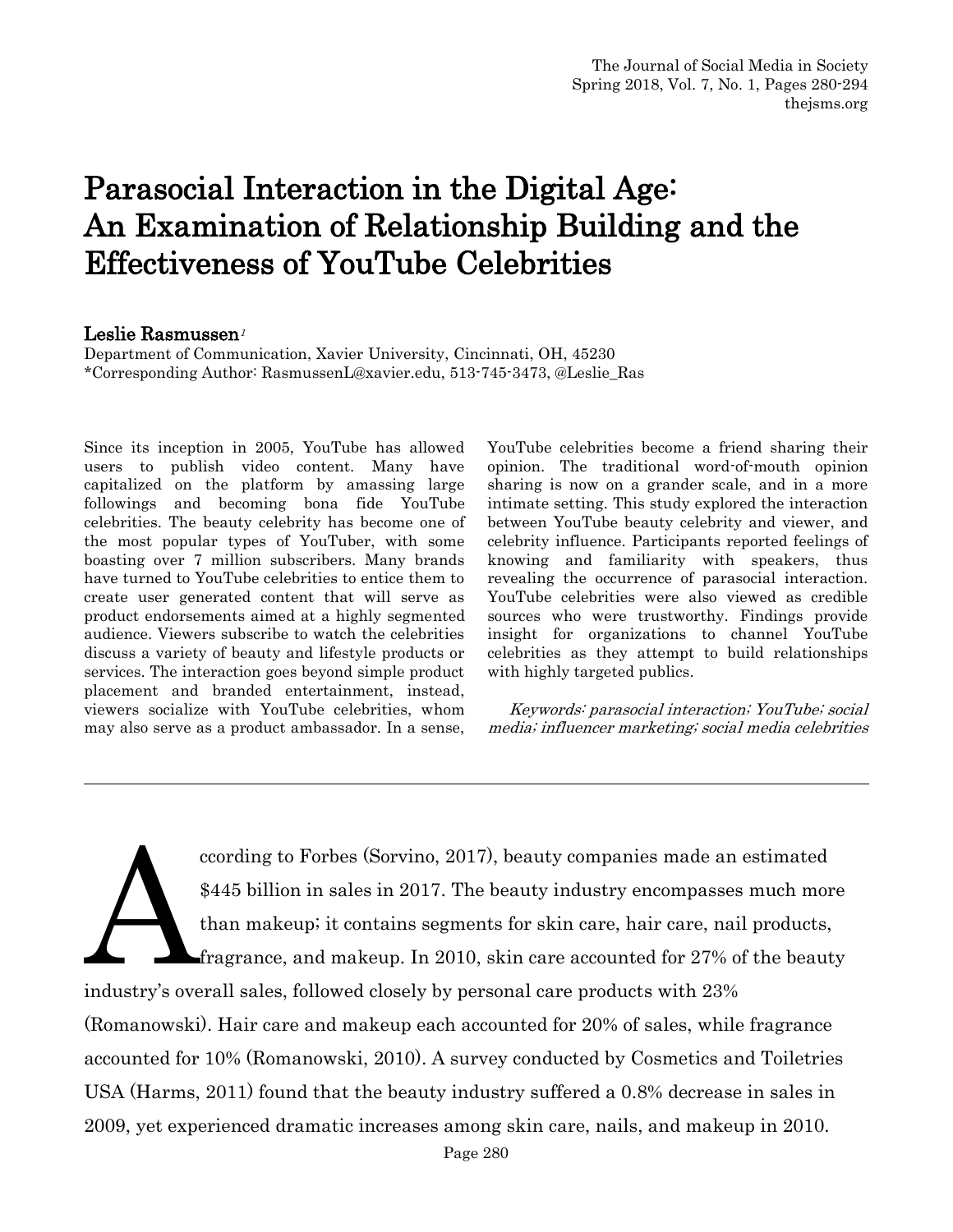# Parasocial Interaction in the Digital Age: An Examination of Relationship Building and the Effectiveness of YouTube Celebrities

**Leslie Rasmussen**[1]

Department of Communication, Xavier University, Cincinnati, OH, 45230
*Corresponding Author: RasmussenL@xavier.edu, 513-745-3473, @Leslie_Ras

Since its inception in 2005, YouTube has allowed users to publish video content. Many have capitalized on the platform by amassing large followings and becoming bona fide YouTube celebrities. The beauty celebrity has become one of the most popular types of YouTuber, with some boasting over 7 million subscribers. Many brands have turned to YouTube celebrities to entice them to create user generated content that will serve as product endorsements aimed at a highly segmented audience. Viewers subscribe to watch the celebrities discuss a variety of beauty and lifestyle products or services. The interaction goes beyond simple product placement and branded entertainment, instead, viewers socialize with YouTube celebrities, whom may also serve as a product ambassador. In a sense, YouTube celebrities become a friend sharing their opinion. The traditional word-of-mouth opinion sharing is now on a grander scale, and in a more intimate setting. This study explored the interaction between YouTube beauty celebrity and viewer, and celebrity influence. Participants reported feelings of knowing and familiarity with speakers, thus revealing the occurrence of parasocial interaction. YouTube celebrities were also viewed as credible sources who were trustworthy. Findings provide insight for organizations to channel YouTube celebrities as they attempt to build relationships with highly targeted publics.

*Keywords: parasocial interaction; YouTube; social media; influencer marketing; social media celebrities*

---

According to Forbes (Sorvino, 2017), beauty companies made an estimated $445 billion in sales in 2017. The beauty industry encompasses much more than makeup; it contains segments for skin care, hair care, nail products, fragrance, and makeup. In 2010, skin care accounted for 27% of the beauty industry's overall sales, followed closely by personal care products with 23% (Romanowski). Hair care and makeup each accounted for 20% of sales, while fragrance accounted for 10% (Romanowski, 2010). A survey conducted by Cosmetics and Toiletries USA (Harms, 2011) found that the beauty industry suffered a 0.8% decrease in sales in 2009, yet experienced dramatic increases among skin care, nails, and makeup in 2010.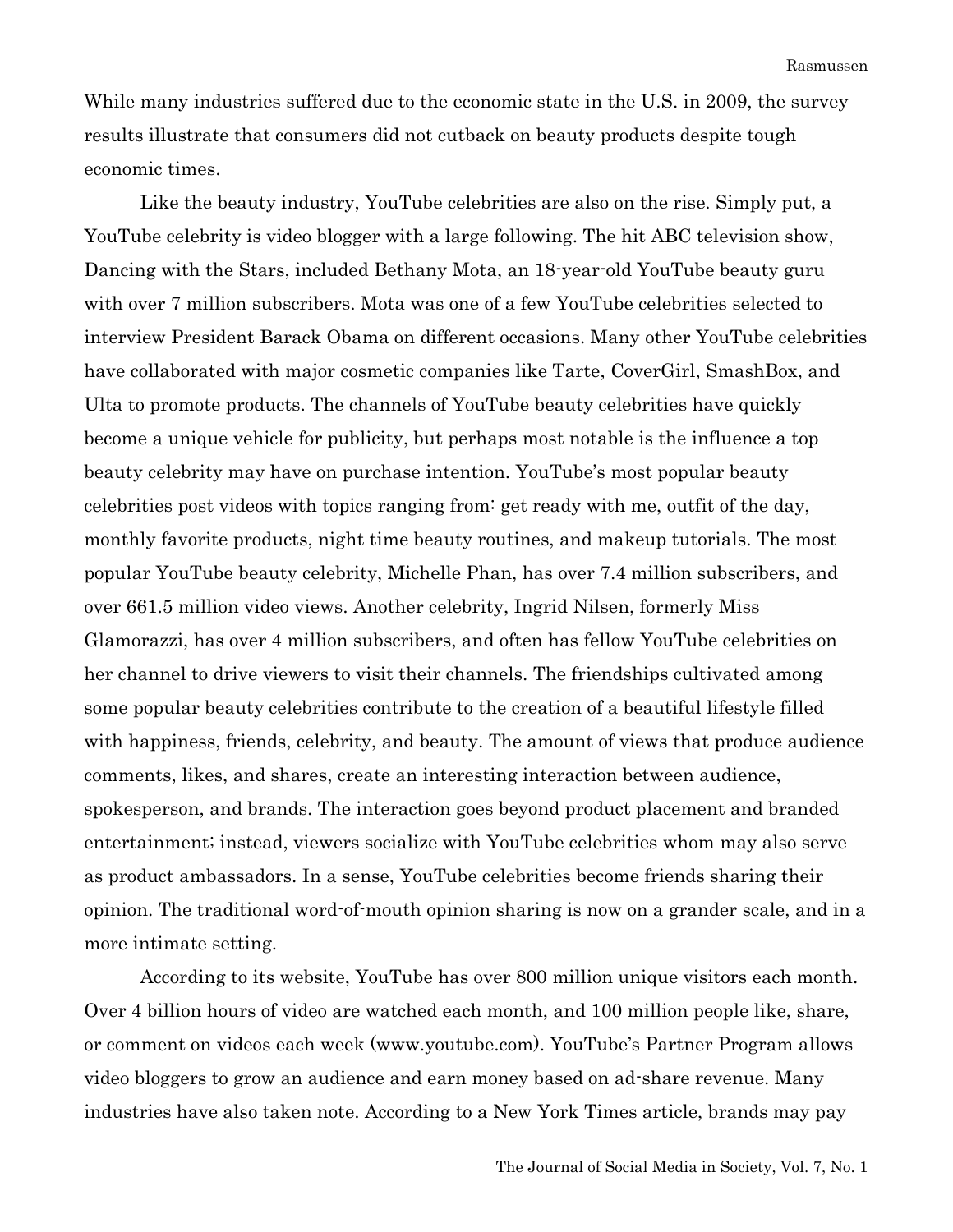While many industries suffered due to the economic state in the U.S. in 2009, the survey results illustrate that consumers did not cutback on beauty products despite tough economic times.

Like the beauty industry, YouTube celebrities are also on the rise. Simply put, a YouTube celebrity is video blogger with a large following. The hit ABC television show, Dancing with the Stars, included Bethany Mota, an 18-year-old YouTube beauty guru with over 7 million subscribers. Mota was one of a few YouTube celebrities selected to interview President Barack Obama on different occasions. Many other YouTube celebrities have collaborated with major cosmetic companies like Tarte, CoverGirl, SmashBox, and Ulta to promote products. The channels of YouTube beauty celebrities have quickly become a unique vehicle for publicity, but perhaps most notable is the influence a top beauty celebrity may have on purchase intention. YouTube's most popular beauty celebrities post videos with topics ranging from: get ready with me, outfit of the day, monthly favorite products, night time beauty routines, and makeup tutorials. The most popular YouTube beauty celebrity, Michelle Phan, has over 7.4 million subscribers, and over 661.5 million video views. Another celebrity, Ingrid Nilsen, formerly Miss Glamorazzi, has over 4 million subscribers, and often has fellow YouTube celebrities on her channel to drive viewers to visit their channels. The friendships cultivated among some popular beauty celebrities contribute to the creation of a beautiful lifestyle filled with happiness, friends, celebrity, and beauty. The amount of views that produce audience comments, likes, and shares, create an interesting interaction between audience, spokesperson, and brands. The interaction goes beyond product placement and branded entertainment; instead, viewers socialize with YouTube celebrities whom may also serve as product ambassadors. In a sense, YouTube celebrities become friends sharing their opinion. The traditional word-of-mouth opinion sharing is now on a grander scale, and in a more intimate setting.

According to its website, YouTube has over 800 million unique visitors each month. Over 4 billion hours of video are watched each month, and 100 million people like, share, or comment on videos each week (www.youtube.com). YouTube's Partner Program allows video bloggers to grow an audience and earn money based on ad-share revenue. Many industries have also taken note. According to a New York Times article, brands may pay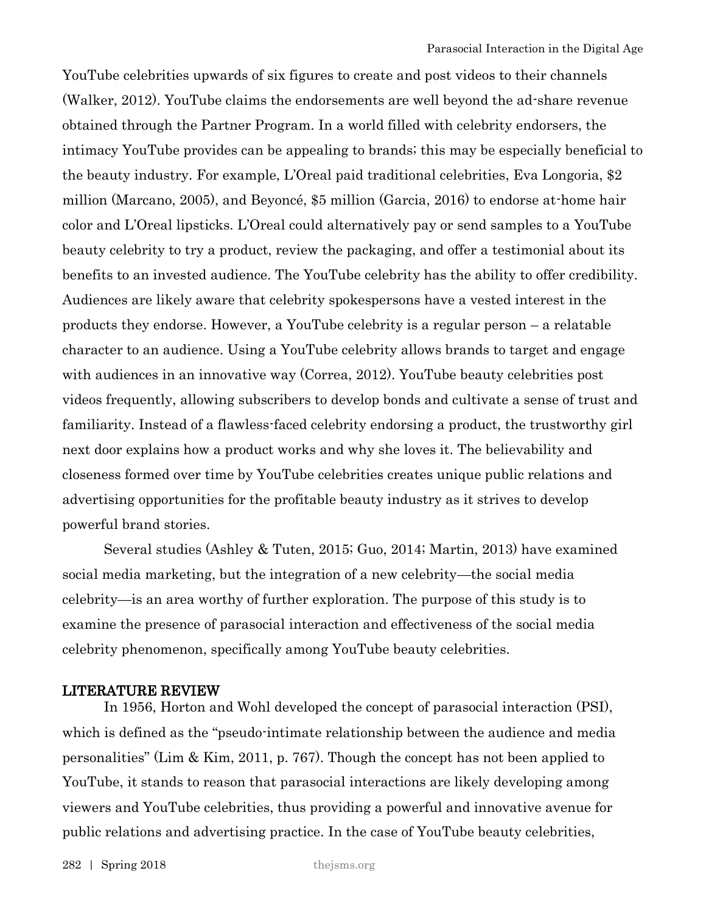YouTube celebrities upwards of six figures to create and post videos to their channels (Walker, 2012). YouTube claims the endorsements are well beyond the ad-share revenue obtained through the Partner Program. In a world filled with celebrity endorsers, the intimacy YouTube provides can be appealing to brands; this may be especially beneficial to the beauty industry. For example, L'Oreal paid traditional celebrities, Eva Longoria, $2 million (Marcano, 2005), and Beyoncé, $5 million (Garcia, 2016) to endorse at-home hair color and L'Oreal lipsticks. L'Oreal could alternatively pay or send samples to a YouTube beauty celebrity to try a product, review the packaging, and offer a testimonial about its benefits to an invested audience. The YouTube celebrity has the ability to offer credibility. Audiences are likely aware that celebrity spokespersons have a vested interest in the products they endorse. However, a YouTube celebrity is a regular person – a relatable character to an audience. Using a YouTube celebrity allows brands to target and engage with audiences in an innovative way (Correa, 2012). YouTube beauty celebrities post videos frequently, allowing subscribers to develop bonds and cultivate a sense of trust and familiarity. Instead of a flawless-faced celebrity endorsing a product, the trustworthy girl next door explains how a product works and why she loves it. The believability and closeness formed over time by YouTube celebrities creates unique public relations and advertising opportunities for the profitable beauty industry as it strives to develop powerful brand stories.

Several studies (Ashley & Tuten, 2015; Guo, 2014; Martin, 2013) have examined social media marketing, but the integration of a new celebrity—the social media celebrity—is an area worthy of further exploration. The purpose of this study is to examine the presence of parasocial interaction and effectiveness of the social media celebrity phenomenon, specifically among YouTube beauty celebrities.

## LITERATURE REVIEW

In 1956, Horton and Wohl developed the concept of parasocial interaction (PSI), which is defined as the "pseudo-intimate relationship between the audience and media personalities" (Lim & Kim, 2011, p. 767). Though the concept has not been applied to YouTube, it stands to reason that parasocial interactions are likely developing among viewers and YouTube celebrities, thus providing a powerful and innovative avenue for public relations and advertising practice. In the case of YouTube beauty celebrities,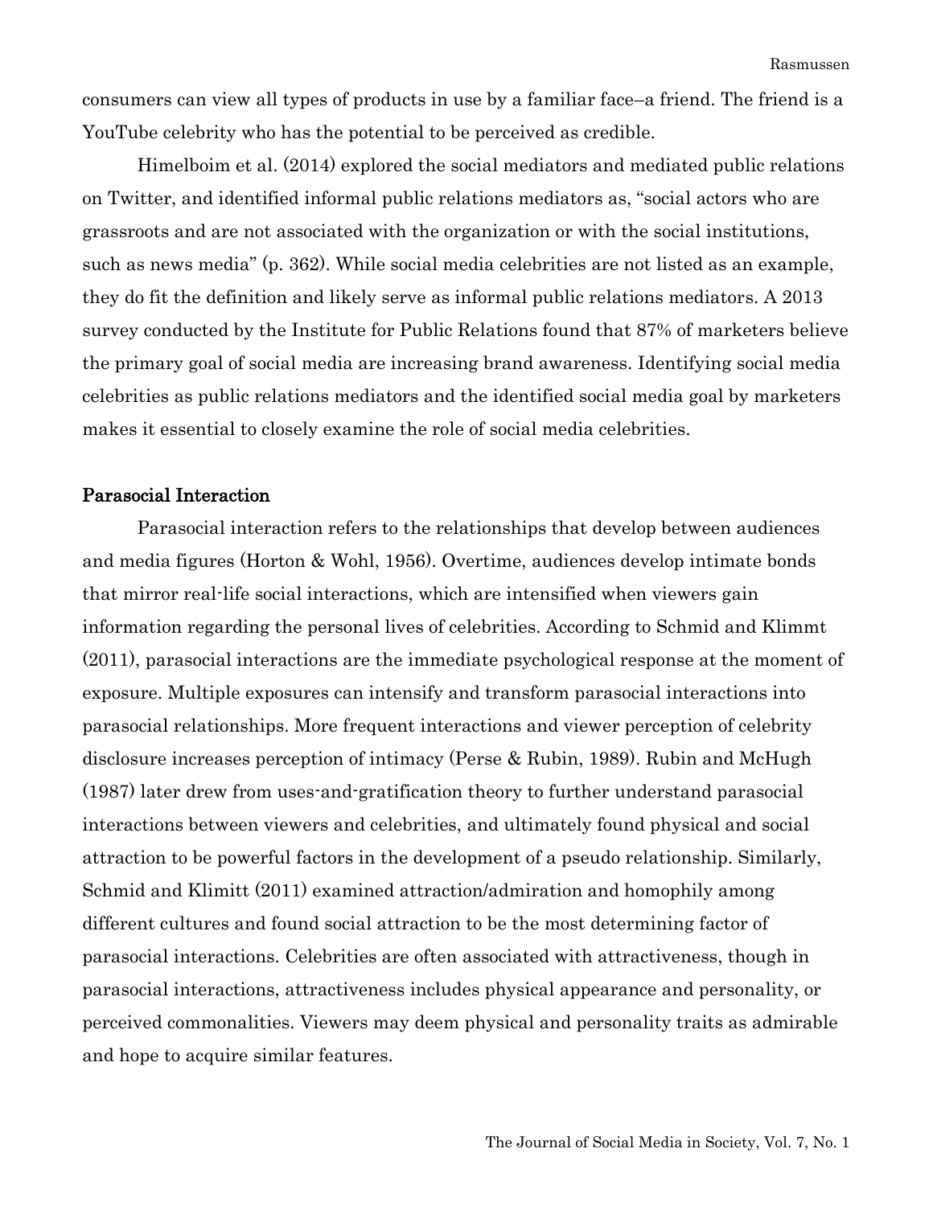consumers can view all types of products in use by a familiar face–a friend. The friend is a YouTube celebrity who has the potential to be perceived as credible.

Himelboim et al. (2014) explored the social mediators and mediated public relations on Twitter, and identified informal public relations mediators as, "social actors who are grassroots and are not associated with the organization or with the social institutions, such as news media" (p. 362). While social media celebrities are not listed as an example, they do fit the definition and likely serve as informal public relations mediators. A 2013 survey conducted by the Institute for Public Relations found that 87% of marketers believe the primary goal of social media are increasing brand awareness. Identifying social media celebrities as public relations mediators and the identified social media goal by marketers makes it essential to closely examine the role of social media celebrities.

## Parasocial Interaction

Parasocial interaction refers to the relationships that develop between audiences and media figures (Horton & Wohl, 1956). Overtime, audiences develop intimate bonds that mirror real-life social interactions, which are intensified when viewers gain information regarding the personal lives of celebrities. According to Schmid and Klimmt (2011), parasocial interactions are the immediate psychological response at the moment of exposure. Multiple exposures can intensify and transform parasocial interactions into parasocial relationships. More frequent interactions and viewer perception of celebrity disclosure increases perception of intimacy (Perse & Rubin, 1989). Rubin and McHugh (1987) later drew from uses-and-gratification theory to further understand parasocial interactions between viewers and celebrities, and ultimately found physical and social attraction to be powerful factors in the development of a pseudo relationship. Similarly, Schmid and Klimitt (2011) examined attraction/admiration and homophily among different cultures and found social attraction to be the most determining factor of parasocial interactions. Celebrities are often associated with attractiveness, though in parasocial interactions, attractiveness includes physical appearance and personality, or perceived commonalities. Viewers may deem physical and personality traits as admirable and hope to acquire similar features.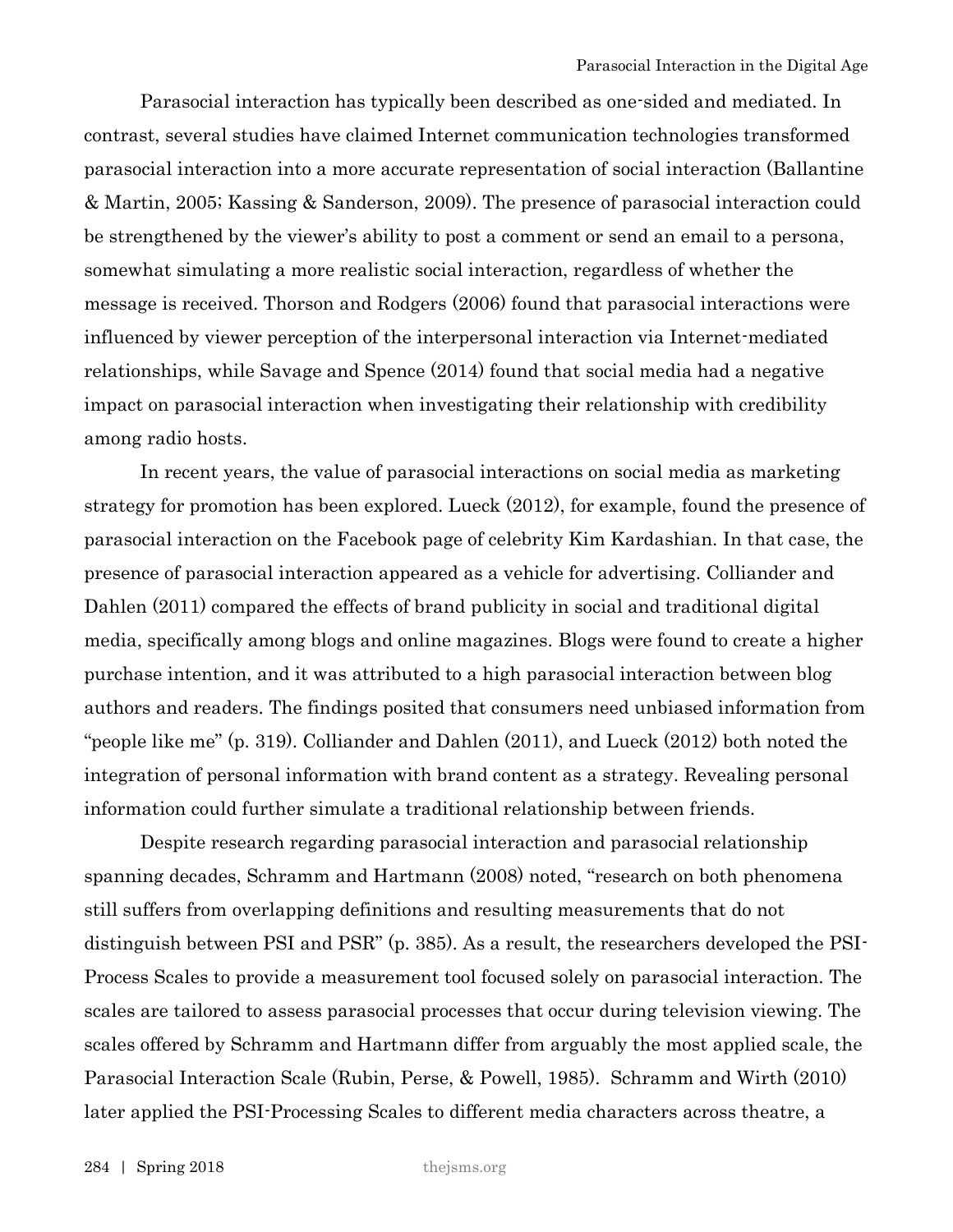Parasocial interaction has typically been described as one-sided and mediated. In contrast, several studies have claimed Internet communication technologies transformed parasocial interaction into a more accurate representation of social interaction (Ballantine & Martin, 2005; Kassing & Sanderson, 2009). The presence of parasocial interaction could be strengthened by the viewer's ability to post a comment or send an email to a persona, somewhat simulating a more realistic social interaction, regardless of whether the message is received. Thorson and Rodgers (2006) found that parasocial interactions were influenced by viewer perception of the interpersonal interaction via Internet-mediated relationships, while Savage and Spence (2014) found that social media had a negative impact on parasocial interaction when investigating their relationship with credibility among radio hosts.

In recent years, the value of parasocial interactions on social media as marketing strategy for promotion has been explored. Lueck (2012), for example, found the presence of parasocial interaction on the Facebook page of celebrity Kim Kardashian. In that case, the presence of parasocial interaction appeared as a vehicle for advertising. Colliander and Dahlen (2011) compared the effects of brand publicity in social and traditional digital media, specifically among blogs and online magazines. Blogs were found to create a higher purchase intention, and it was attributed to a high parasocial interaction between blog authors and readers. The findings posited that consumers need unbiased information from "people like me" (p. 319). Colliander and Dahlen (2011), and Lueck (2012) both noted the integration of personal information with brand content as a strategy. Revealing personal information could further simulate a traditional relationship between friends.

Despite research regarding parasocial interaction and parasocial relationship spanning decades, Schramm and Hartmann (2008) noted, "research on both phenomena still suffers from overlapping definitions and resulting measurements that do not distinguish between PSI and PSR" (p. 385). As a result, the researchers developed the PSI-Process Scales to provide a measurement tool focused solely on parasocial interaction. The scales are tailored to assess parasocial processes that occur during television viewing. The scales offered by Schramm and Hartmann differ from arguably the most applied scale, the Parasocial Interaction Scale (Rubin, Perse, & Powell, 1985). Schramm and Wirth (2010) later applied the PSI-Processing Scales to different media characters across theatre, a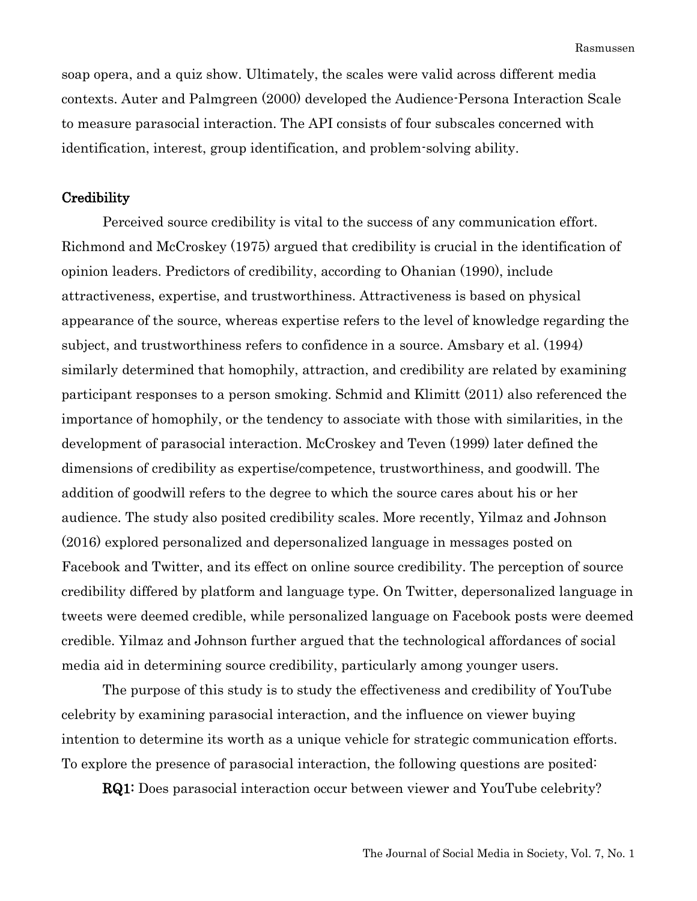soap opera, and a quiz show. Ultimately, the scales were valid across different media contexts. Auter and Palmgreen (2000) developed the Audience-Persona Interaction Scale to measure parasocial interaction. The API consists of four subscales concerned with identification, interest, group identification, and problem-solving ability.

## Credibility

Perceived source credibility is vital to the success of any communication effort. Richmond and McCroskey (1975) argued that credibility is crucial in the identification of opinion leaders. Predictors of credibility, according to Ohanian (1990), include attractiveness, expertise, and trustworthiness. Attractiveness is based on physical appearance of the source, whereas expertise refers to the level of knowledge regarding the subject, and trustworthiness refers to confidence in a source. Amsbary et al. (1994) similarly determined that homophily, attraction, and credibility are related by examining participant responses to a person smoking. Schmid and Klimitt (2011) also referenced the importance of homophily, or the tendency to associate with those with similarities, in the development of parasocial interaction. McCroskey and Teven (1999) later defined the dimensions of credibility as expertise/competence, trustworthiness, and goodwill. The addition of goodwill refers to the degree to which the source cares about his or her audience. The study also posited credibility scales. More recently, Yilmaz and Johnson (2016) explored personalized and depersonalized language in messages posted on Facebook and Twitter, and its effect on online source credibility. The perception of source credibility differed by platform and language type. On Twitter, depersonalized language in tweets were deemed credible, while personalized language on Facebook posts were deemed credible. Yilmaz and Johnson further argued that the technological affordances of social media aid in determining source credibility, particularly among younger users.

The purpose of this study is to study the effectiveness and credibility of YouTube celebrity by examining parasocial interaction, and the influence on viewer buying intention to determine its worth as a unique vehicle for strategic communication efforts. To explore the presence of parasocial interaction, the following questions are posited:

**RQ1:** Does parasocial interaction occur between viewer and YouTube celebrity?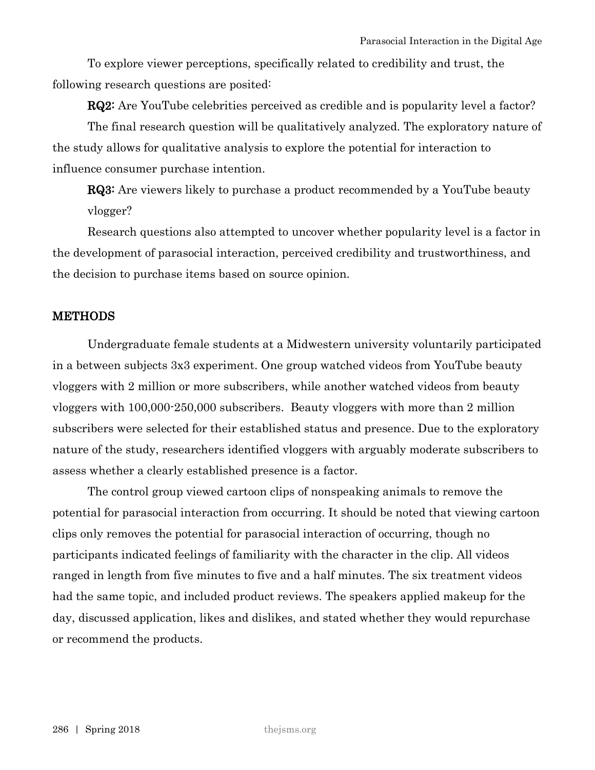To explore viewer perceptions, specifically related to credibility and trust, the following research questions are posited:

**RQ2:** Are YouTube celebrities perceived as credible and is popularity level a factor?

The final research question will be qualitatively analyzed. The exploratory nature of the study allows for qualitative analysis to explore the potential for interaction to influence consumer purchase intention.

**RQ3:** Are viewers likely to purchase a product recommended by a YouTube beauty vlogger?

Research questions also attempted to uncover whether popularity level is a factor in the development of parasocial interaction, perceived credibility and trustworthiness, and the decision to purchase items based on source opinion.

## METHODS

Undergraduate female students at a Midwestern university voluntarily participated in a between subjects 3x3 experiment. One group watched videos from YouTube beauty vloggers with 2 million or more subscribers, while another watched videos from beauty vloggers with 100,000-250,000 subscribers. Beauty vloggers with more than 2 million subscribers were selected for their established status and presence. Due to the exploratory nature of the study, researchers identified vloggers with arguably moderate subscribers to assess whether a clearly established presence is a factor.

The control group viewed cartoon clips of nonspeaking animals to remove the potential for parasocial interaction from occurring. It should be noted that viewing cartoon clips only removes the potential for parasocial interaction of occurring, though no participants indicated feelings of familiarity with the character in the clip. All videos ranged in length from five minutes to five and a half minutes. The six treatment videos had the same topic, and included product reviews. The speakers applied makeup for the day, discussed application, likes and dislikes, and stated whether they would repurchase or recommend the products.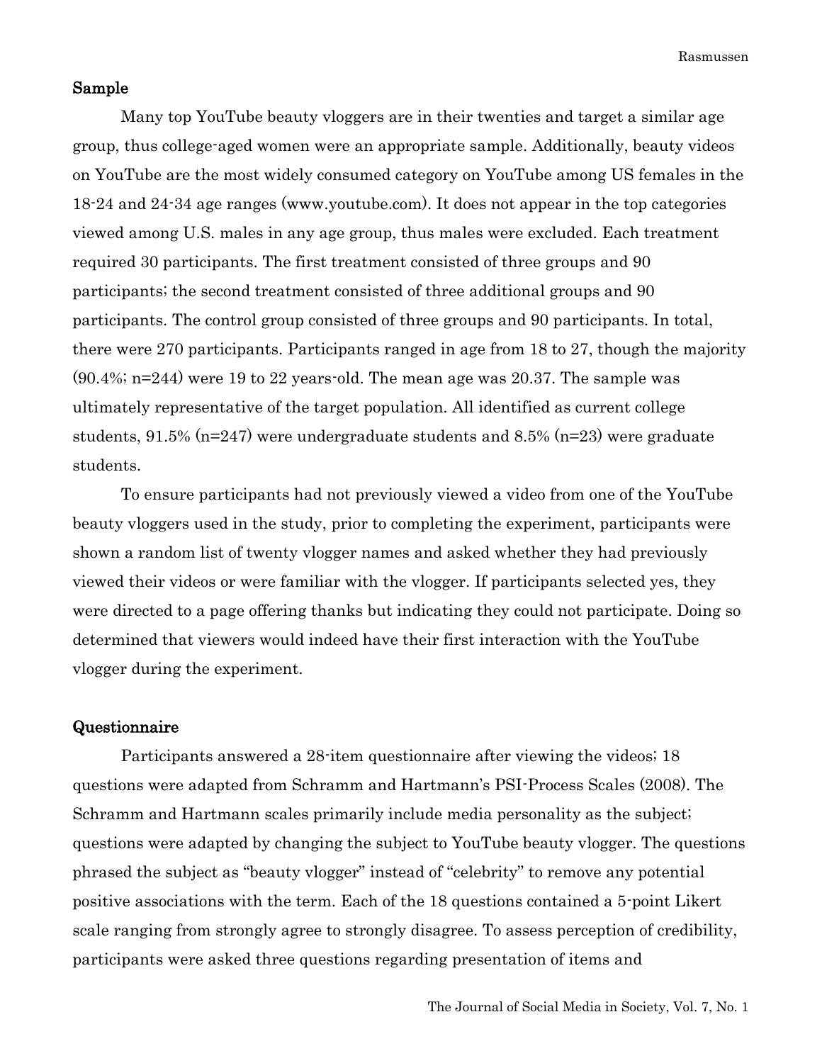## Sample

Many top YouTube beauty vloggers are in their twenties and target a similar age group, thus college-aged women were an appropriate sample. Additionally, beauty videos on YouTube are the most widely consumed category on YouTube among US females in the 18-24 and 24-34 age ranges (www.youtube.com). It does not appear in the top categories viewed among U.S. males in any age group, thus males were excluded. Each treatment required 30 participants. The first treatment consisted of three groups and 90 participants; the second treatment consisted of three additional groups and 90 participants. The control group consisted of three groups and 90 participants. In total, there were 270 participants. Participants ranged in age from 18 to 27, though the majority (90.4%; n=244) were 19 to 22 years-old. The mean age was 20.37. The sample was ultimately representative of the target population. All identified as current college students, 91.5% (n=247) were undergraduate students and 8.5% (n=23) were graduate students.

To ensure participants had not previously viewed a video from one of the YouTube beauty vloggers used in the study, prior to completing the experiment, participants were shown a random list of twenty vlogger names and asked whether they had previously viewed their videos or were familiar with the vlogger. If participants selected yes, they were directed to a page offering thanks but indicating they could not participate. Doing so determined that viewers would indeed have their first interaction with the YouTube vlogger during the experiment.

## Questionnaire

Participants answered a 28-item questionnaire after viewing the videos; 18 questions were adapted from Schramm and Hartmann's PSI-Process Scales (2008). The Schramm and Hartmann scales primarily include media personality as the subject; questions were adapted by changing the subject to YouTube beauty vlogger. The questions phrased the subject as "beauty vlogger" instead of "celebrity" to remove any potential positive associations with the term. Each of the 18 questions contained a 5-point Likert scale ranging from strongly agree to strongly disagree. To assess perception of credibility, participants were asked three questions regarding presentation of items and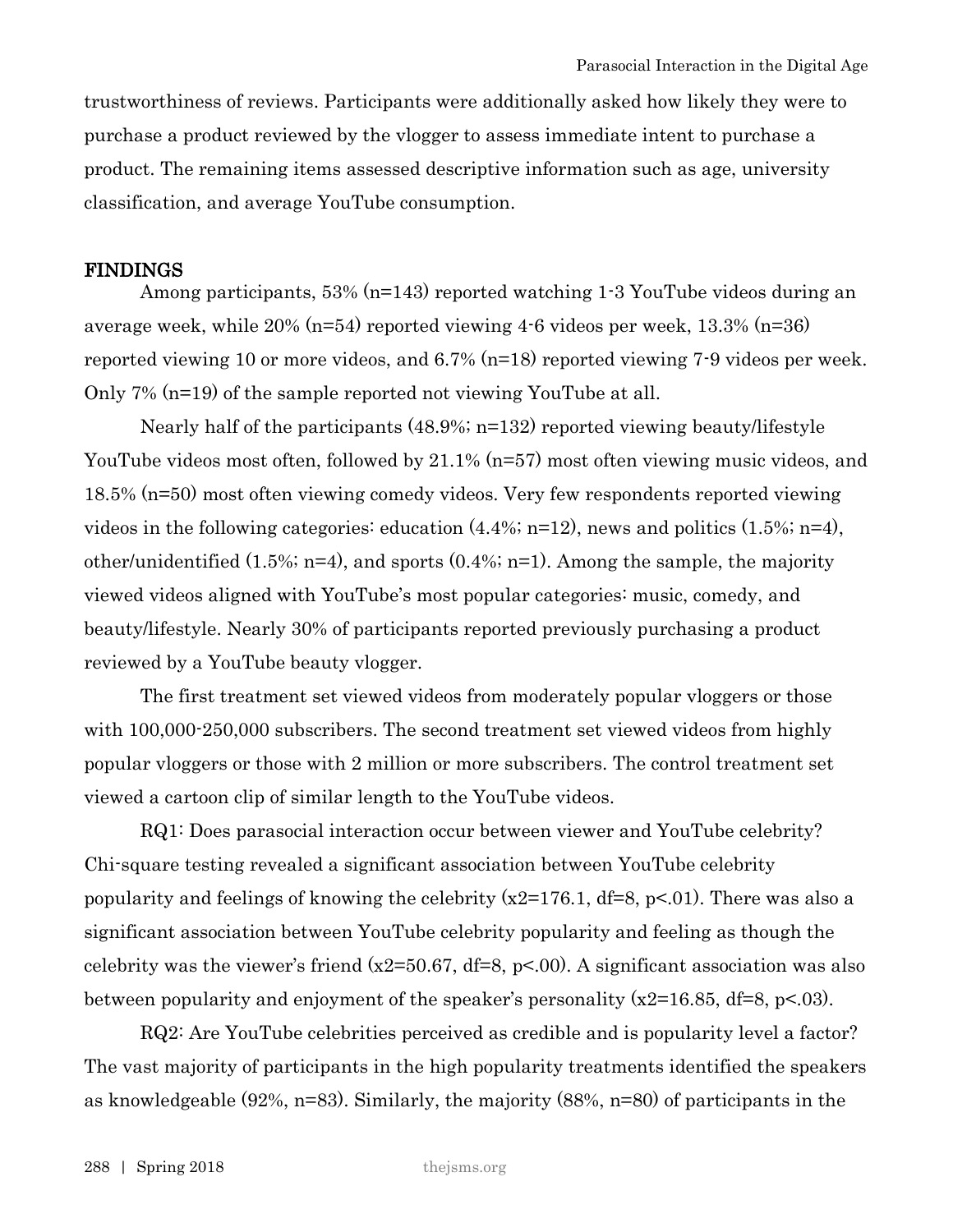trustworthiness of reviews. Participants were additionally asked how likely they were to purchase a product reviewed by the vlogger to assess immediate intent to purchase a product. The remaining items assessed descriptive information such as age, university classification, and average YouTube consumption.

## FINDINGS

Among participants, 53% (n=143) reported watching 1-3 YouTube videos during an average week, while 20% (n=54) reported viewing 4-6 videos per week, 13.3% (n=36) reported viewing 10 or more videos, and 6.7% (n=18) reported viewing 7-9 videos per week. Only 7% (n=19) of the sample reported not viewing YouTube at all.

Nearly half of the participants (48.9%; n=132) reported viewing beauty/lifestyle YouTube videos most often, followed by 21.1% (n=57) most often viewing music videos, and 18.5% (n=50) most often viewing comedy videos. Very few respondents reported viewing videos in the following categories: education (4.4%; n=12), news and politics (1.5%; n=4), other/unidentified (1.5%; n=4), and sports (0.4%; n=1). Among the sample, the majority viewed videos aligned with YouTube's most popular categories: music, comedy, and beauty/lifestyle. Nearly 30% of participants reported previously purchasing a product reviewed by a YouTube beauty vlogger.

The first treatment set viewed videos from moderately popular vloggers or those with 100,000-250,000 subscribers. The second treatment set viewed videos from highly popular vloggers or those with 2 million or more subscribers. The control treatment set viewed a cartoon clip of similar length to the YouTube videos.

RQ1: Does parasocial interaction occur between viewer and YouTube celebrity? Chi-square testing revealed a significant association between YouTube celebrity popularity and feelings of knowing the celebrity ($x2=176.1$, df=8, $p<.01$). There was also a significant association between YouTube celebrity popularity and feeling as though the celebrity was the viewer's friend ($x2=50.67$, df=8, $p<.00$). A significant association was also between popularity and enjoyment of the speaker's personality ($x2=16.85$, df=8, $p<.03$).

RQ2: Are YouTube celebrities perceived as credible and is popularity level a factor? The vast majority of participants in the high popularity treatments identified the speakers as knowledgeable (92%, n=83). Similarly, the majority (88%, n=80) of participants in the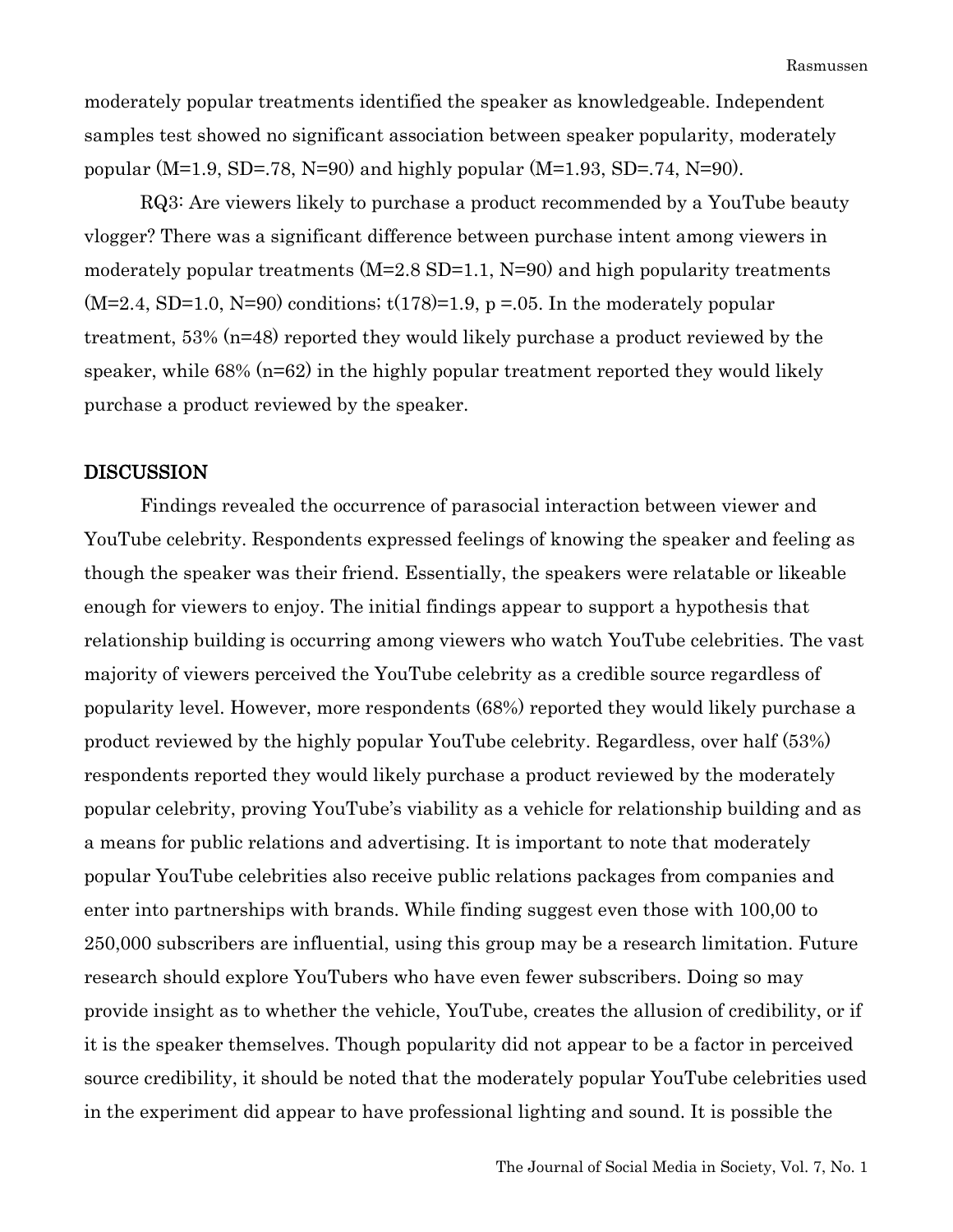moderately popular treatments identified the speaker as knowledgeable. Independent samples test showed no significant association between speaker popularity, moderately popular ($M=1.9$, $SD=.78$, $N=90$) and highly popular ($M=1.93$, $SD=.74$, $N=90$).

RQ3: Are viewers likely to purchase a product recommended by a YouTube beauty vlogger? There was a significant difference between purchase intent among viewers in moderately popular treatments ($M=2.8$ $SD=1.1$, $N=90$) and high popularity treatments ($M=2.4$, $SD=1.0$, $N=90$) conditions; $t(178)=1.9$, $p=.05$. In the moderately popular treatment, 53% ($n=48$) reported they would likely purchase a product reviewed by the speaker, while 68% ($n=62$) in the highly popular treatment reported they would likely purchase a product reviewed by the speaker.

## DISCUSSION

Findings revealed the occurrence of parasocial interaction between viewer and YouTube celebrity. Respondents expressed feelings of knowing the speaker and feeling as though the speaker was their friend. Essentially, the speakers were relatable or likeable enough for viewers to enjoy. The initial findings appear to support a hypothesis that relationship building is occurring among viewers who watch YouTube celebrities. The vast majority of viewers perceived the YouTube celebrity as a credible source regardless of popularity level. However, more respondents (68%) reported they would likely purchase a product reviewed by the highly popular YouTube celebrity. Regardless, over half (53%) respondents reported they would likely purchase a product reviewed by the moderately popular celebrity, proving YouTube's viability as a vehicle for relationship building and as a means for public relations and advertising. It is important to note that moderately popular YouTube celebrities also receive public relations packages from companies and enter into partnerships with brands. While finding suggest even those with 100,00 to 250,000 subscribers are influential, using this group may be a research limitation. Future research should explore YouTubers who have even fewer subscribers. Doing so may provide insight as to whether the vehicle, YouTube, creates the allusion of credibility, or if it is the speaker themselves. Though popularity did not appear to be a factor in perceived source credibility, it should be noted that the moderately popular YouTube celebrities used in the experiment did appear to have professional lighting and sound. It is possible the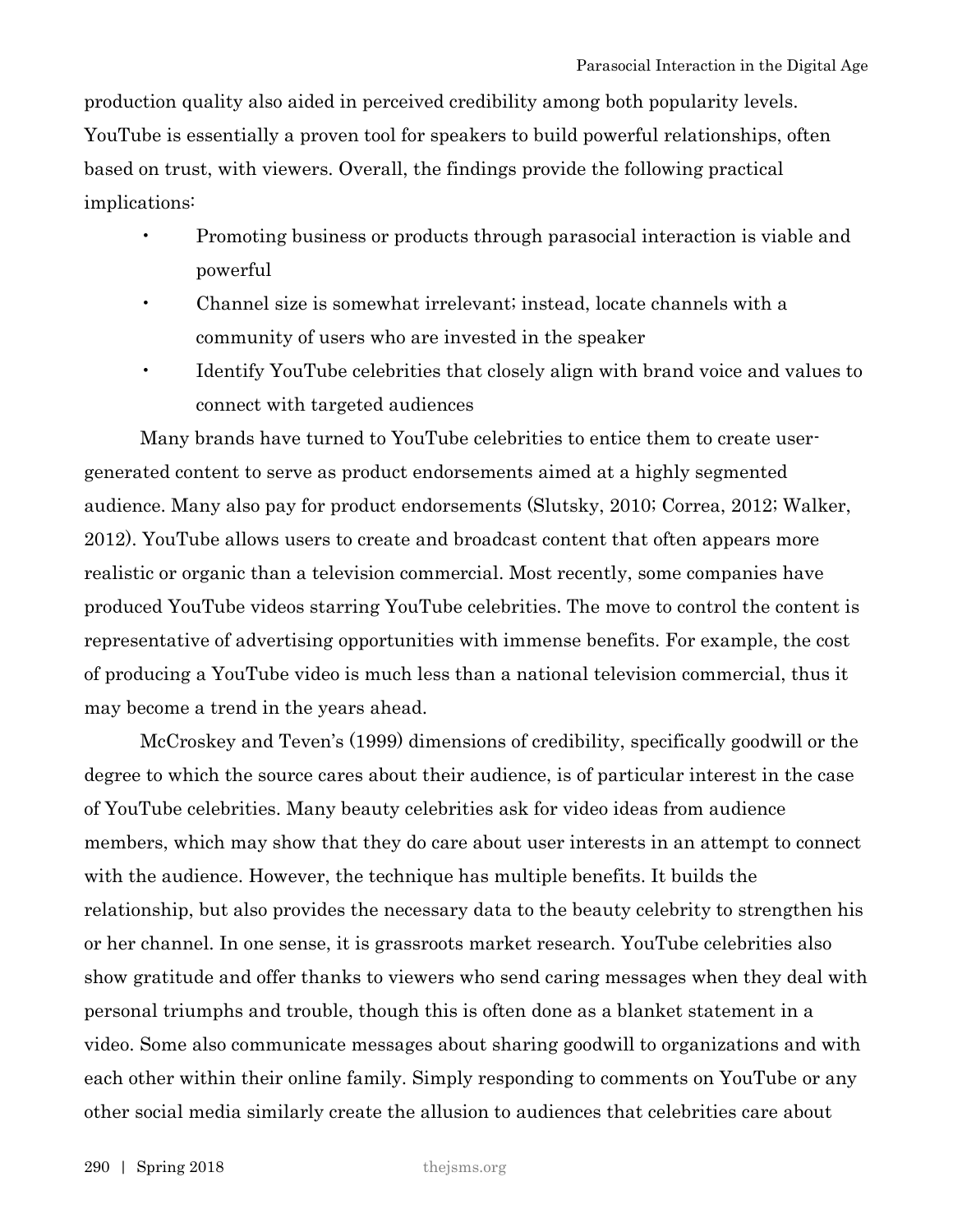production quality also aided in perceived credibility among both popularity levels. YouTube is essentially a proven tool for speakers to build powerful relationships, often based on trust, with viewers. Overall, the findings provide the following practical implications:

- Promoting business or products through parasocial interaction is viable and powerful
- Channel size is somewhat irrelevant; instead, locate channels with a community of users who are invested in the speaker
- Identify YouTube celebrities that closely align with brand voice and values to connect with targeted audiences

Many brands have turned to YouTube celebrities to entice them to create user-generated content to serve as product endorsements aimed at a highly segmented audience. Many also pay for product endorsements (Slutsky, 2010; Correa, 2012; Walker, 2012). YouTube allows users to create and broadcast content that often appears more realistic or organic than a television commercial. Most recently, some companies have produced YouTube videos starring YouTube celebrities. The move to control the content is representative of advertising opportunities with immense benefits. For example, the cost of producing a YouTube video is much less than a national television commercial, thus it may become a trend in the years ahead.

McCroskey and Teven's (1999) dimensions of credibility, specifically goodwill or the degree to which the source cares about their audience, is of particular interest in the case of YouTube celebrities. Many beauty celebrities ask for video ideas from audience members, which may show that they do care about user interests in an attempt to connect with the audience. However, the technique has multiple benefits. It builds the relationship, but also provides the necessary data to the beauty celebrity to strengthen his or her channel. In one sense, it is grassroots market research. YouTube celebrities also show gratitude and offer thanks to viewers who send caring messages when they deal with personal triumphs and trouble, though this is often done as a blanket statement in a video. Some also communicate messages about sharing goodwill to organizations and with each other within their online family. Simply responding to comments on YouTube or any other social media similarly create the allusion to audiences that celebrities care about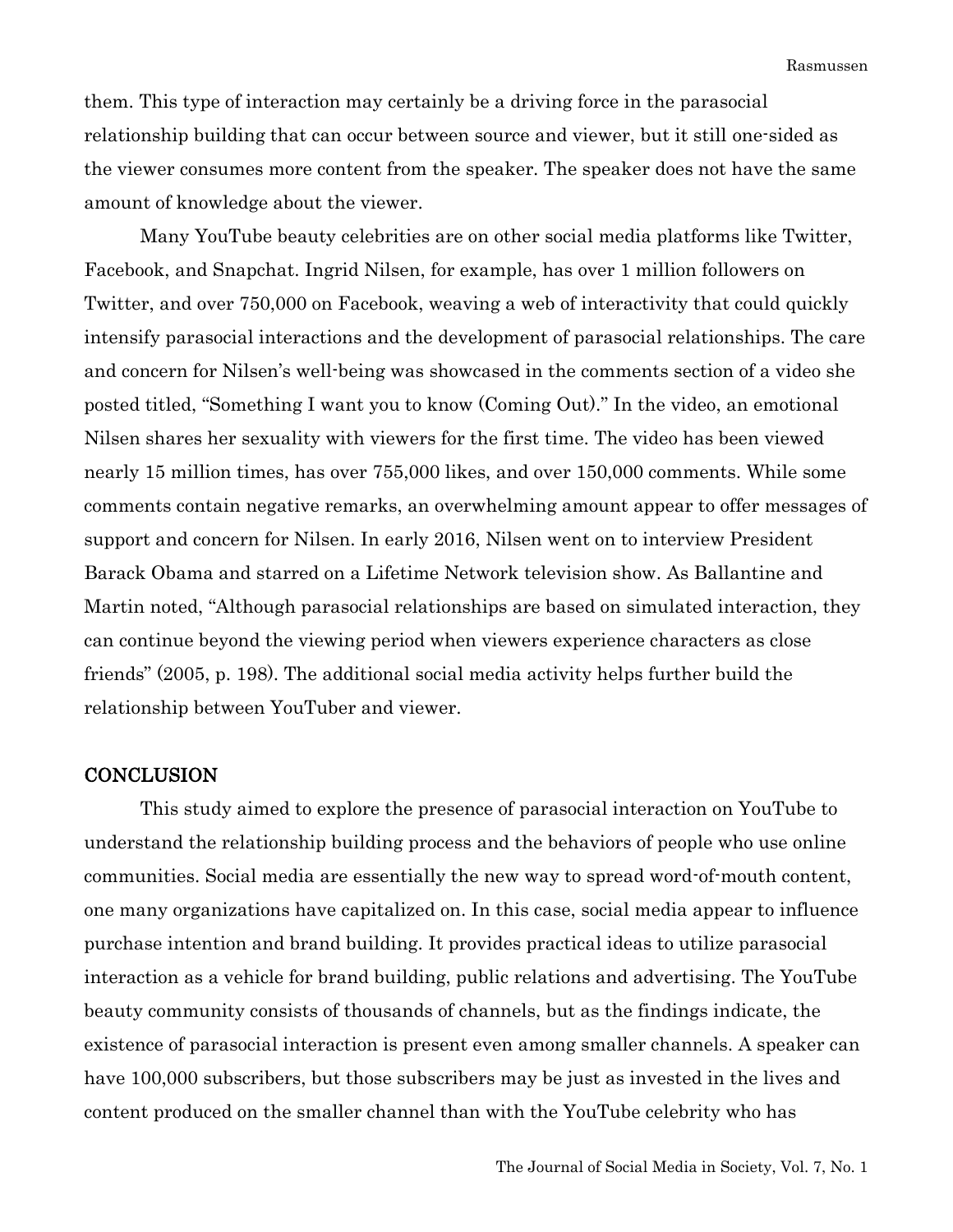them. This type of interaction may certainly be a driving force in the parasocial relationship building that can occur between source and viewer, but it still one-sided as the viewer consumes more content from the speaker. The speaker does not have the same amount of knowledge about the viewer.

Many YouTube beauty celebrities are on other social media platforms like Twitter, Facebook, and Snapchat. Ingrid Nilsen, for example, has over 1 million followers on Twitter, and over 750,000 on Facebook, weaving a web of interactivity that could quickly intensify parasocial interactions and the development of parasocial relationships. The care and concern for Nilsen's well-being was showcased in the comments section of a video she posted titled, "Something I want you to know (Coming Out)." In the video, an emotional Nilsen shares her sexuality with viewers for the first time. The video has been viewed nearly 15 million times, has over 755,000 likes, and over 150,000 comments. While some comments contain negative remarks, an overwhelming amount appear to offer messages of support and concern for Nilsen. In early 2016, Nilsen went on to interview President Barack Obama and starred on a Lifetime Network television show. As Ballantine and Martin noted, "Although parasocial relationships are based on simulated interaction, they can continue beyond the viewing period when viewers experience characters as close friends" (2005, p. 198). The additional social media activity helps further build the relationship between YouTuber and viewer.

## CONCLUSION

This study aimed to explore the presence of parasocial interaction on YouTube to understand the relationship building process and the behaviors of people who use online communities. Social media are essentially the new way to spread word-of-mouth content, one many organizations have capitalized on. In this case, social media appear to influence purchase intention and brand building. It provides practical ideas to utilize parasocial interaction as a vehicle for brand building, public relations and advertising. The YouTube beauty community consists of thousands of channels, but as the findings indicate, the existence of parasocial interaction is present even among smaller channels. A speaker can have 100,000 subscribers, but those subscribers may be just as invested in the lives and content produced on the smaller channel than with the YouTube celebrity who has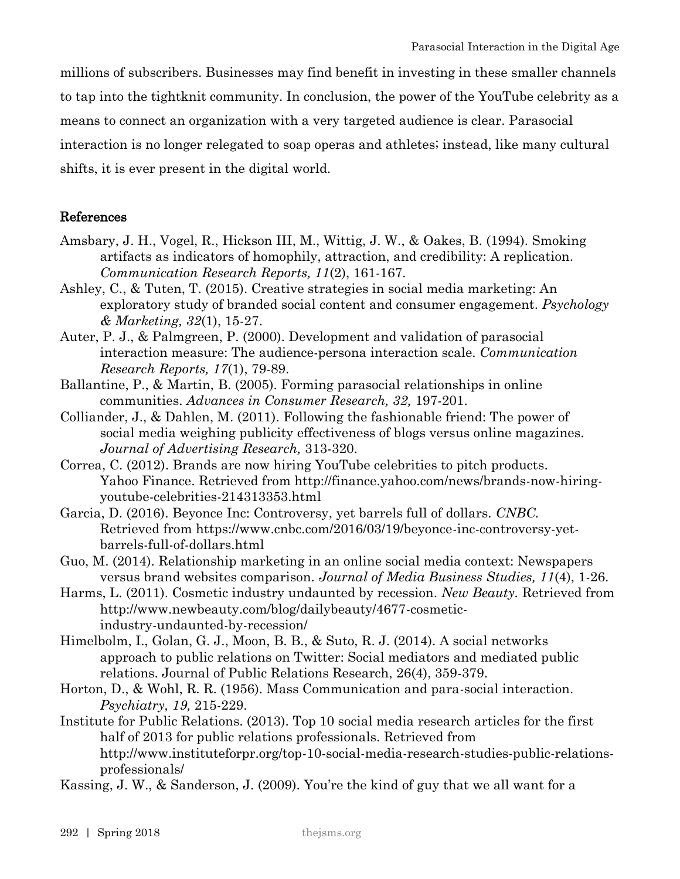millions of subscribers. Businesses may find benefit in investing in these smaller channels to tap into the tightknit community. In conclusion, the power of the YouTube celebrity as a means to connect an organization with a very targeted audience is clear. Parasocial interaction is no longer relegated to soap operas and athletes; instead, like many cultural shifts, it is ever present in the digital world.

## References

Amsbary, J. H., Vogel, R., Hickson III, M., Wittig, J. W., & Oakes, B. (1994). Smoking artifacts as indicators of homophily, attraction, and credibility: A replication. *Communication Research Reports, 11*(2), 161-167.

Ashley, C., & Tuten, T. (2015). Creative strategies in social media marketing: An exploratory study of branded social content and consumer engagement. *Psychology & Marketing, 32*(1), 15-27.

Auter, P. J., & Palmgreen, P. (2000). Development and validation of parasocial interaction measure: The audience-persona interaction scale. *Communication Research Reports, 17*(1), 79-89.

Ballantine, P., & Martin, B. (2005). Forming parasocial relationships in online communities. *Advances in Consumer Research, 32,* 197-201.

Colliander, J., & Dahlen, M. (2011). Following the fashionable friend: The power of social media weighing publicity effectiveness of blogs versus online magazines. *Journal of Advertising Research,* 313-320.

Correa, C. (2012). Brands are now hiring YouTube celebrities to pitch products. Yahoo Finance. Retrieved from http://finance.yahoo.com/news/brands-now-hiring-youtube-celebrities-214313353.html

Garcia, D. (2016). Beyonce Inc: Controversy, yet barrels full of dollars. *CNBC*. Retrieved from https://www.cnbc.com/2016/03/19/beyonce-inc-controversy-yet-barrels-full-of-dollars.html

Guo, M. (2014). Relationship marketing in an online social media context: Newspapers versus brand websites comparison. *Journal of Media Business Studies, 11*(4), 1-26.

Harms, L. (2011). Cosmetic industry undaunted by recession. *New Beauty*. Retrieved from http://www.newbeauty.com/blog/dailybeauty/4677-cosmetic-industry-undaunted-by-recession/

Himelbolm, I., Golan, G. J., Moon, B. B., & Suto, R. J. (2014). A social networks approach to public relations on Twitter: Social mediators and mediated public relations. Journal of Public Relations Research, 26(4), 359-379.

Horton, D., & Wohl, R. R. (1956). Mass Communication and para-social interaction. *Psychiatry, 19,* 215-229.

Institute for Public Relations. (2013). Top 10 social media research articles for the first half of 2013 for public relations professionals. Retrieved from http://www.instituteforpr.org/top-10-social-media-research-studies-public-relations-professionals/

Kassing, J. W., & Sanderson, J. (2009). You're the kind of guy that we all want for a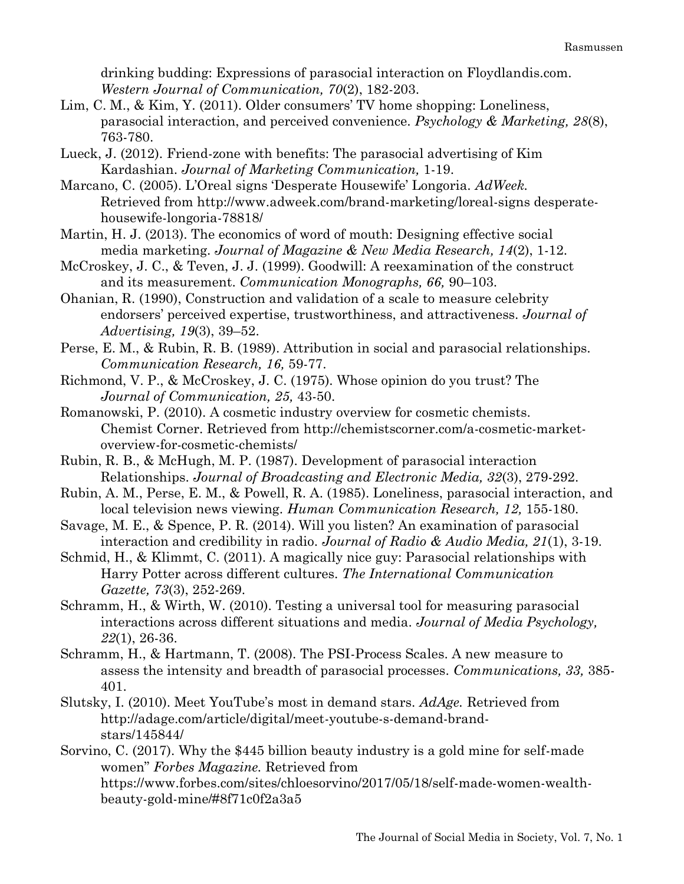drinking budding: Expressions of parasocial interaction on Floydlandis.com. *Western Journal of Communication, 70*(2), 182-203.

Lim, C. M., & Kim, Y. (2011). Older consumers' TV home shopping: Loneliness, parasocial interaction, and perceived convenience. *Psychology & Marketing, 28*(8), 763-780.

Lueck, J. (2012). Friend-zone with benefits: The parasocial advertising of Kim Kardashian. *Journal of Marketing Communication,* 1-19.

Marcano, C. (2005). L'Oreal signs 'Desperate Housewife' Longoria. *AdWeek.* Retrieved from http://www.adweek.com/brand-marketing/loreal-signs desperate-housewife-longoria-78818/

Martin, H. J. (2013). The economics of word of mouth: Designing effective social media marketing. *Journal of Magazine & New Media Research, 14*(2), 1-12.

McCroskey, J. C., & Teven, J. J. (1999). Goodwill: A reexamination of the construct and its measurement. *Communication Monographs, 66,* 90–103.

Ohanian, R. (1990), Construction and validation of a scale to measure celebrity endorsers' perceived expertise, trustworthiness, and attractiveness. *Journal of Advertising, 19*(3), 39–52.

Perse, E. M., & Rubin, R. B. (1989). Attribution in social and parasocial relationships. *Communication Research, 16,* 59-77.

Richmond, V. P., & McCroskey, J. C. (1975). Whose opinion do you trust? The *Journal of Communication, 25,* 43-50.

Romanowski, P. (2010). A cosmetic industry overview for cosmetic chemists. Chemist Corner. Retrieved from http://chemistscorner.com/a-cosmetic-market-overview-for-cosmetic-chemists/

Rubin, R. B., & McHugh, M. P. (1987). Development of parasocial interaction Relationships. *Journal of Broadcasting and Electronic Media, 32*(3), 279-292.

Rubin, A. M., Perse, E. M., & Powell, R. A. (1985). Loneliness, parasocial interaction, and local television news viewing. *Human Communication Research, 12,* 155-180.

Savage, M. E., & Spence, P. R. (2014). Will you listen? An examination of parasocial interaction and credibility in radio. *Journal of Radio & Audio Media, 21*(1), 3-19.

Schmid, H., & Klimmt, C. (2011). A magically nice guy: Parasocial relationships with Harry Potter across different cultures. *The International Communication Gazette, 73*(3), 252-269.

Schramm, H., & Wirth, W. (2010). Testing a universal tool for measuring parasocial interactions across different situations and media. *Journal of Media Psychology, 22*(1), 26-36.

Schramm, H., & Hartmann, T. (2008). The PSI-Process Scales. A new measure to assess the intensity and breadth of parasocial processes. *Communications, 33,* 385-401.

Slutsky, I. (2010). Meet YouTube's most in demand stars. *AdAge.* Retrieved from http://adage.com/article/digital/meet-youtube-s-demand-brand-stars/145844/

Sorvino, C. (2017). Why the $445 billion beauty industry is a gold mine for self-made women" *Forbes Magazine.* Retrieved from https://www.forbes.com/sites/chloesorvino/2017/05/18/self-made-women-wealth-beauty-gold-mine/#8f71c0f2a3a5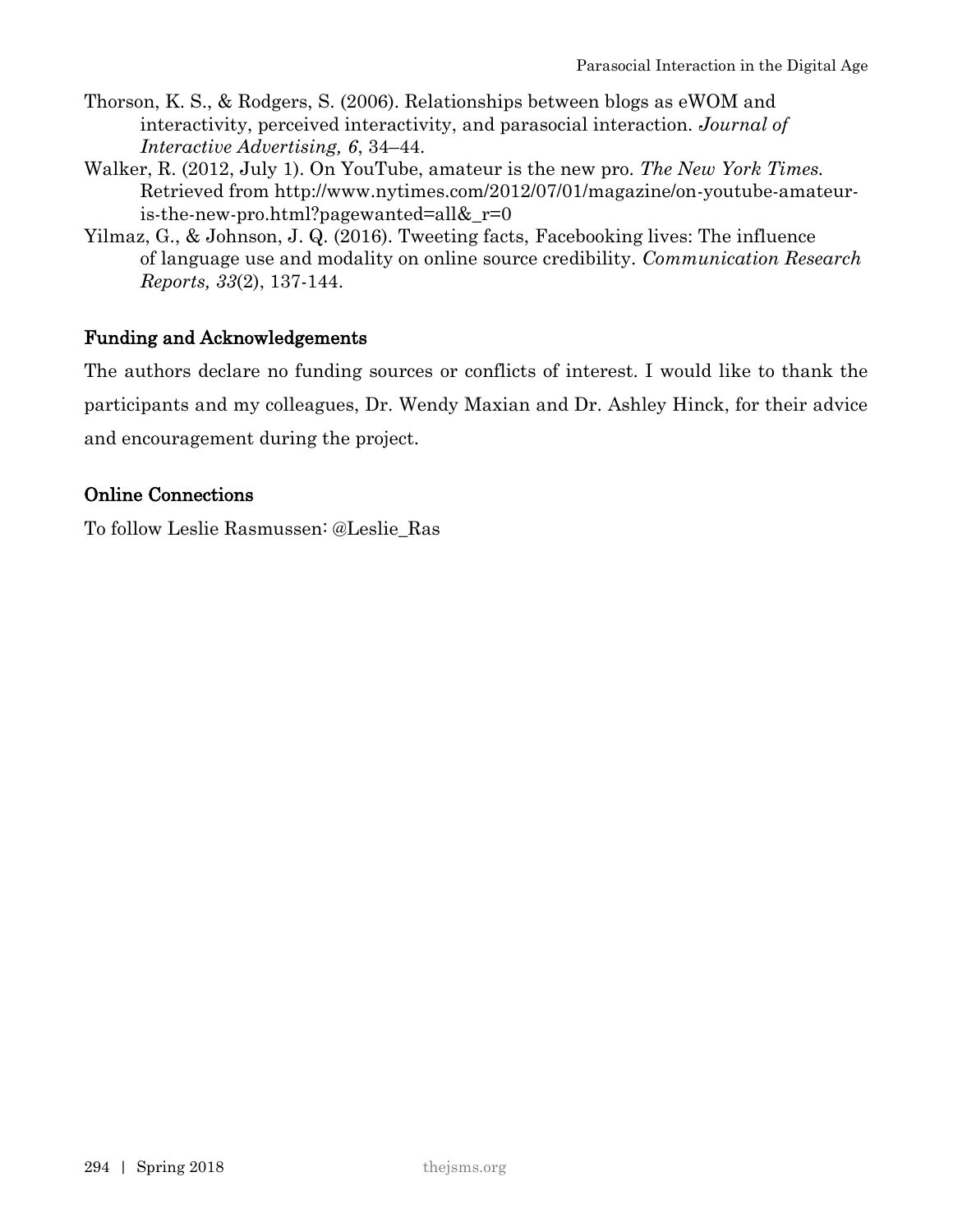Thorson, K. S., & Rodgers, S. (2006). Relationships between blogs as eWOM and interactivity, perceived interactivity, and parasocial interaction. *Journal of Interactive Advertising, 6*, 34–44.

Walker, R. (2012, July 1). On YouTube, amateur is the new pro. *The New York Times.* Retrieved from http://www.nytimes.com/2012/07/01/magazine/on-youtube-amateur-is-the-new-pro.html?pagewanted=all&_r=0

Yilmaz, G., & Johnson, J. Q. (2016). Tweeting facts, Facebooking lives: The influence of language use and modality on online source credibility. *Communication Research Reports, 33*(2), 137-144.

## Funding and Acknowledgements

The authors declare no funding sources or conflicts of interest. I would like to thank the participants and my colleagues, Dr. Wendy Maxian and Dr. Ashley Hinck, for their advice and encouragement during the project.

## Online Connections

To follow Leslie Rasmussen: @Leslie_Ras